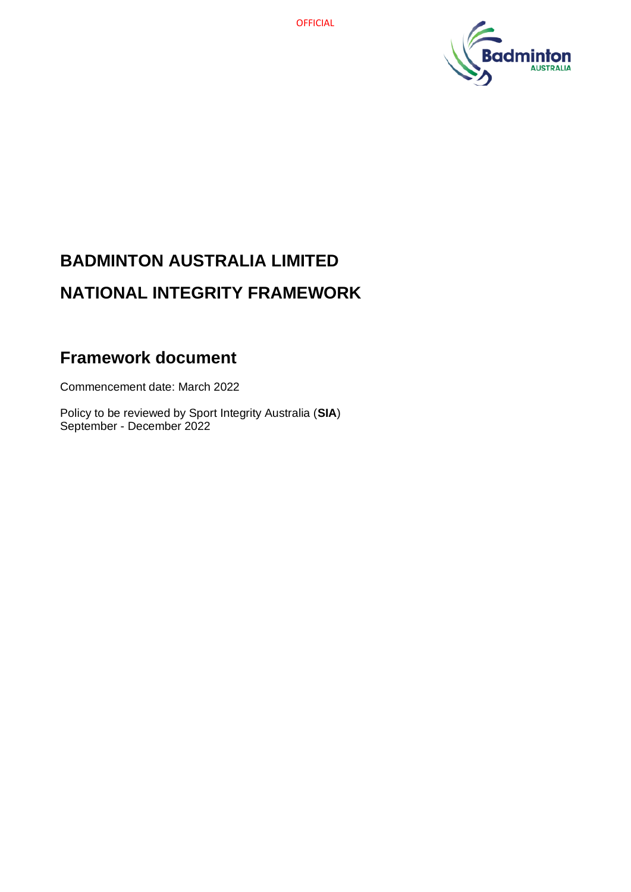OFFICIAL

# BADMINTON AUSTRALIA LIMITED

# NATIONAL INTEGRITY FRAMEWORK

## Framework document

Commencement date: March 2022

Policy to be reviewed by Sport Integrity Australia (**SIA**)
September - December 2022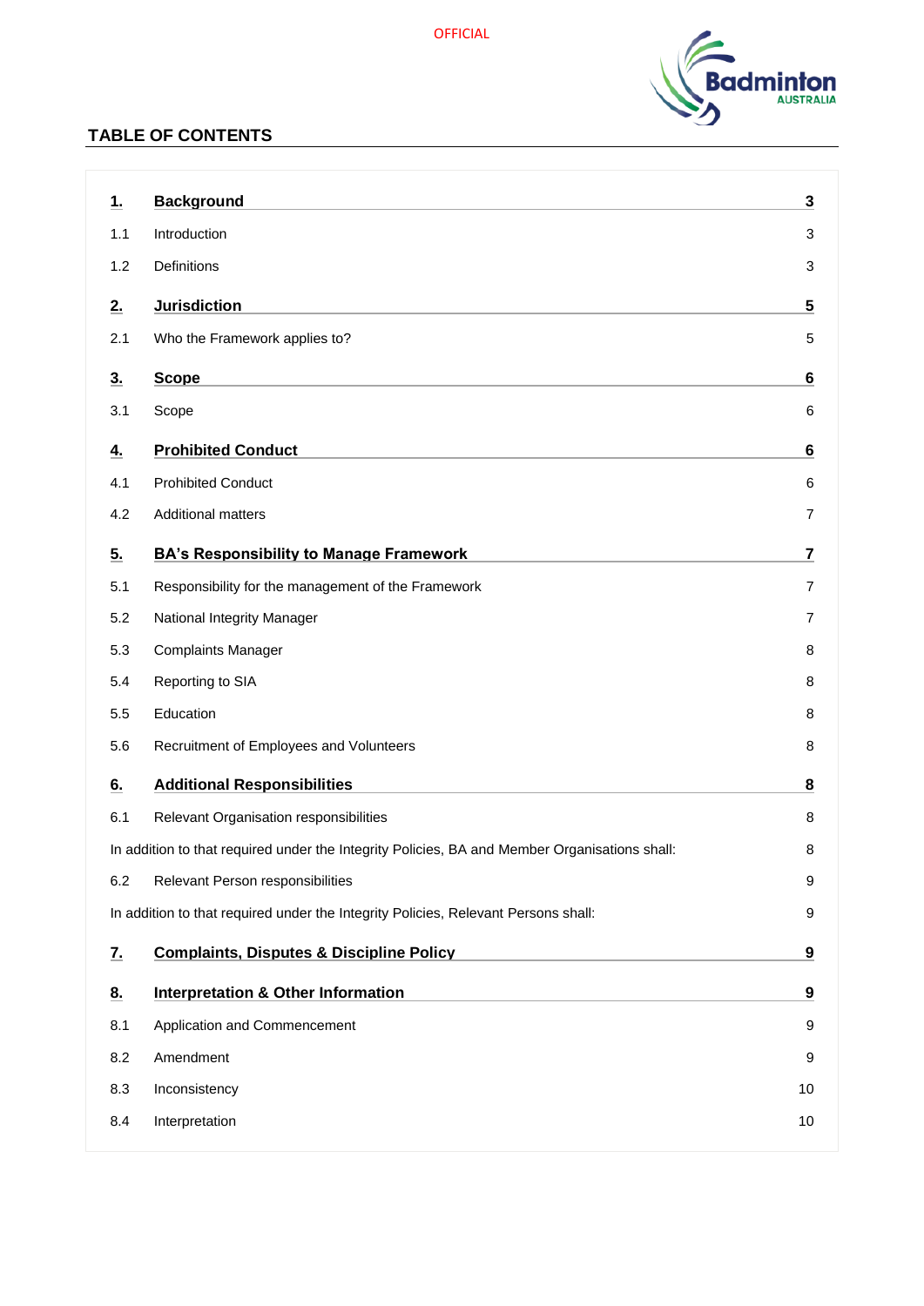## TABLE OF CONTENTS

| | | |
|---|---|---|
| **1.** | **Background** | **3** |
| 1.1 | Introduction | 3 |
| 1.2 | Definitions | 3 |
| **2.** | **Jurisdiction** | **5** |
| 2.1 | Who the Framework applies to? | 5 |
| **3.** | **Scope** | **6** |
| 3.1 | Scope | 6 |
| **4.** | **Prohibited Conduct** | **6** |
| 4.1 | Prohibited Conduct | 6 |
| 4.2 | Additional matters | 7 |
| **5.** | **BA's Responsibility to Manage Framework** | **7** |
| 5.1 | Responsibility for the management of the Framework | 7 |
| 5.2 | National Integrity Manager | 7 |
| 5.3 | Complaints Manager | 8 |
| 5.4 | Reporting to SIA | 8 |
| 5.5 | Education | 8 |
| 5.6 | Recruitment of Employees and Volunteers | 8 |
| **6.** | **Additional Responsibilities** | **8** |
| 6.1 | Relevant Organisation responsibilities | 8 |
| | In addition to that required under the Integrity Policies, BA and Member Organisations shall: | 8 |
| 6.2 | Relevant Person responsibilities | 9 |
| | In addition to that required under the Integrity Policies, Relevant Persons shall: | 9 |
| **7.** | **Complaints, Disputes & Discipline Policy** | **9** |
| **8.** | **Interpretation & Other Information** | **9** |
| 8.1 | Application and Commencement | 9 |
| 8.2 | Amendment | 9 |
| 8.3 | Inconsistency | 10 |
| 8.4 | Interpretation | 10 |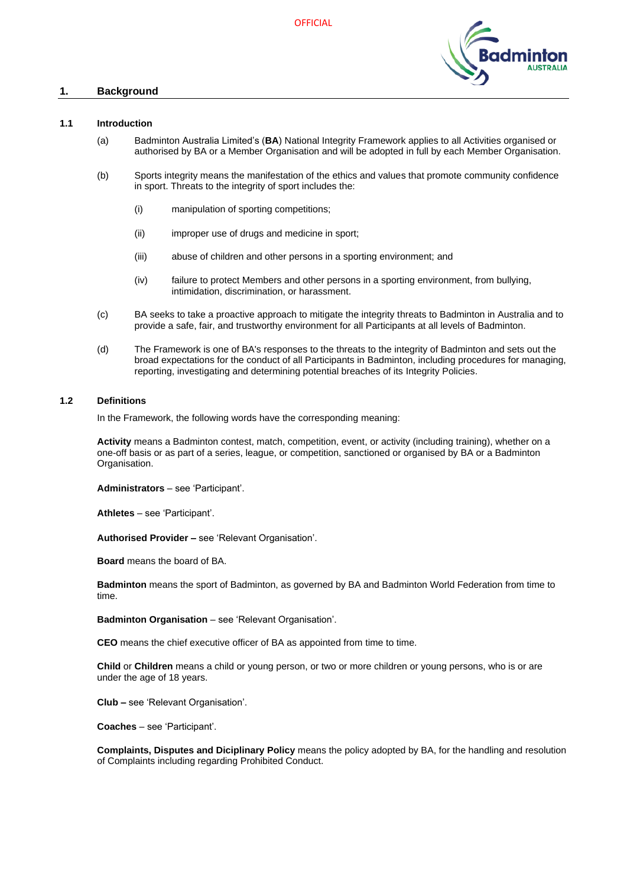# 1. Background

## 1.1 Introduction

(a) Badminton Australia Limited's (**BA**) National Integrity Framework applies to all Activities organised or authorised by BA or a Member Organisation and will be adopted in full by each Member Organisation.

(b) Sports integrity means the manifestation of the ethics and values that promote community confidence in sport. Threats to the integrity of sport includes the:

(i) manipulation of sporting competitions;

(ii) improper use of drugs and medicine in sport;

(iii) abuse of children and other persons in a sporting environment; and

(iv) failure to protect Members and other persons in a sporting environment, from bullying, intimidation, discrimination, or harassment.

(c) BA seeks to take a proactive approach to mitigate the integrity threats to Badminton in Australia and to provide a safe, fair, and trustworthy environment for all Participants at all levels of Badminton.

(d) The Framework is one of BA's responses to the threats to the integrity of Badminton and sets out the broad expectations for the conduct of all Participants in Badminton, including procedures for managing, reporting, investigating and determining potential breaches of its Integrity Policies.

## 1.2 Definitions

In the Framework, the following words have the corresponding meaning:

**Activity** means a Badminton contest, match, competition, event, or activity (including training), whether on a one-off basis or as part of a series, league, or competition, sanctioned or organised by BA or a Badminton Organisation.

**Administrators** – see 'Participant'.

**Athletes** – see 'Participant'.

**Authorised Provider –** see 'Relevant Organisation'.

**Board** means the board of BA.

**Badminton** means the sport of Badminton, as governed by BA and Badminton World Federation from time to time.

**Badminton Organisation** – see 'Relevant Organisation'.

**CEO** means the chief executive officer of BA as appointed from time to time.

**Child** or **Children** means a child or young person, or two or more children or young persons, who is or are under the age of 18 years.

**Club –** see 'Relevant Organisation'.

**Coaches** – see 'Participant'.

**Complaints, Disputes and Diciplinary Policy** means the policy adopted by BA, for the handling and resolution of Complaints including regarding Prohibited Conduct.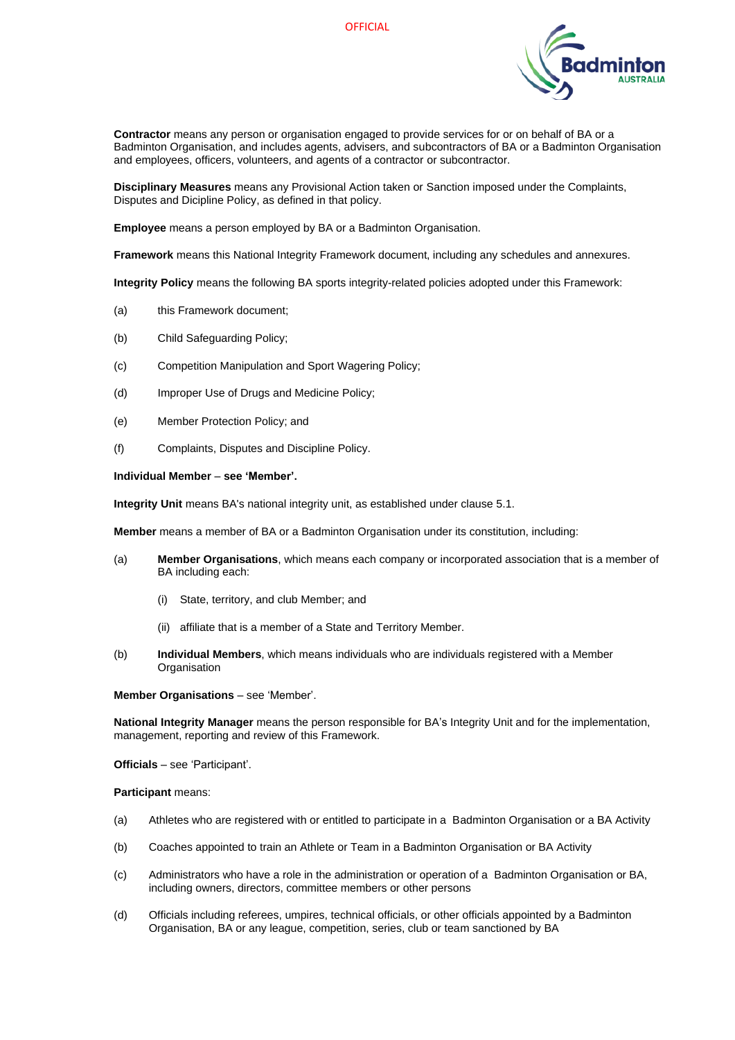**Contractor** means any person or organisation engaged to provide services for or on behalf of BA or a Badminton Organisation, and includes agents, advisers, and subcontractors of BA or a Badminton Organisation and employees, officers, volunteers, and agents of a contractor or subcontractor.

**Disciplinary Measures** means any Provisional Action taken or Sanction imposed under the Complaints, Disputes and Dicipline Policy, as defined in that policy.

**Employee** means a person employed by BA or a Badminton Organisation.

**Framework** means this National Integrity Framework document, including any schedules and annexures.

**Integrity Policy** means the following BA sports integrity-related policies adopted under this Framework:

(a) this Framework document;

(b) Child Safeguarding Policy;

(c) Competition Manipulation and Sport Wagering Policy;

(d) Improper Use of Drugs and Medicine Policy;

(e) Member Protection Policy; and

(f) Complaints, Disputes and Discipline Policy.

**Individual Member – see 'Member'.**

**Integrity Unit** means BA's national integrity unit, as established under clause 5.1.

**Member** means a member of BA or a Badminton Organisation under its constitution, including:

(a) **Member Organisations**, which means each company or incorporated association that is a member of BA including each:

  (i) State, territory, and club Member; and

  (ii) affiliate that is a member of a State and Territory Member.

(b) **Individual Members**, which means individuals who are individuals registered with a Member Organisation

**Member Organisations** – see 'Member'.

**National Integrity Manager** means the person responsible for BA's Integrity Unit and for the implementation, management, reporting and review of this Framework.

**Officials** – see 'Participant'.

**Participant** means:

(a) Athletes who are registered with or entitled to participate in a Badminton Organisation or a BA Activity

(b) Coaches appointed to train an Athlete or Team in a Badminton Organisation or BA Activity

(c) Administrators who have a role in the administration or operation of a Badminton Organisation or BA, including owners, directors, committee members or other persons

(d) Officials including referees, umpires, technical officials, or other officials appointed by a Badminton Organisation, BA or any league, competition, series, club or team sanctioned by BA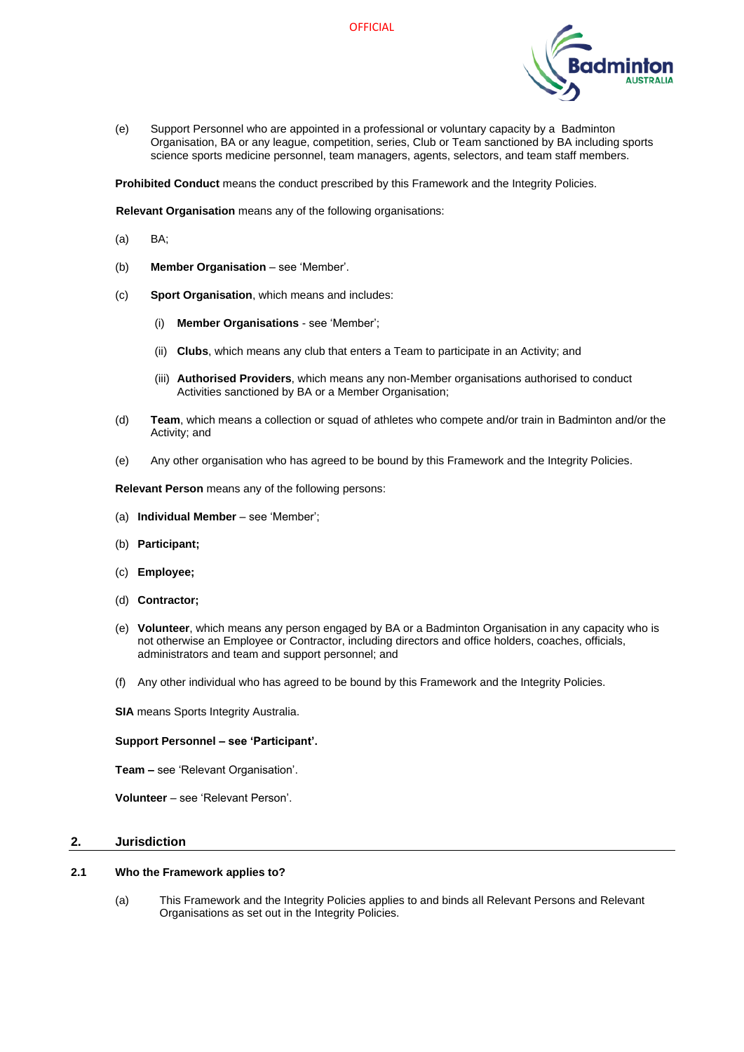(e) Support Personnel who are appointed in a professional or voluntary capacity by a Badminton Organisation, BA or any league, competition, series, Club or Team sanctioned by BA including sports science sports medicine personnel, team managers, agents, selectors, and team staff members.

**Prohibited Conduct** means the conduct prescribed by this Framework and the Integrity Policies.

**Relevant Organisation** means any of the following organisations:

(a) BA;

(b) **Member Organisation** – see 'Member'.

(c) **Sport Organisation**, which means and includes:

  (i) **Member Organisations** - see 'Member';

  (ii) **Clubs**, which means any club that enters a Team to participate in an Activity; and

  (iii) **Authorised Providers**, which means any non-Member organisations authorised to conduct Activities sanctioned by BA or a Member Organisation;

(d) **Team**, which means a collection or squad of athletes who compete and/or train in Badminton and/or the Activity; and

(e) Any other organisation who has agreed to be bound by this Framework and the Integrity Policies.

**Relevant Person** means any of the following persons:

(a) **Individual Member** – see 'Member';

(b) **Participant;**

(c) **Employee;**

(d) **Contractor;**

(e) **Volunteer**, which means any person engaged by BA or a Badminton Organisation in any capacity who is not otherwise an Employee or Contractor, including directors and office holders, coaches, officials, administrators and team and support personnel; and

(f) Any other individual who has agreed to be bound by this Framework and the Integrity Policies.

**SIA** means Sports Integrity Australia.

**Support Personnel – see 'Participant'.**

**Team –** see 'Relevant Organisation'.

**Volunteer** – see 'Relevant Person'.

## 2. Jurisdiction

### 2.1 Who the Framework applies to?

(a) This Framework and the Integrity Policies applies to and binds all Relevant Persons and Relevant Organisations as set out in the Integrity Policies.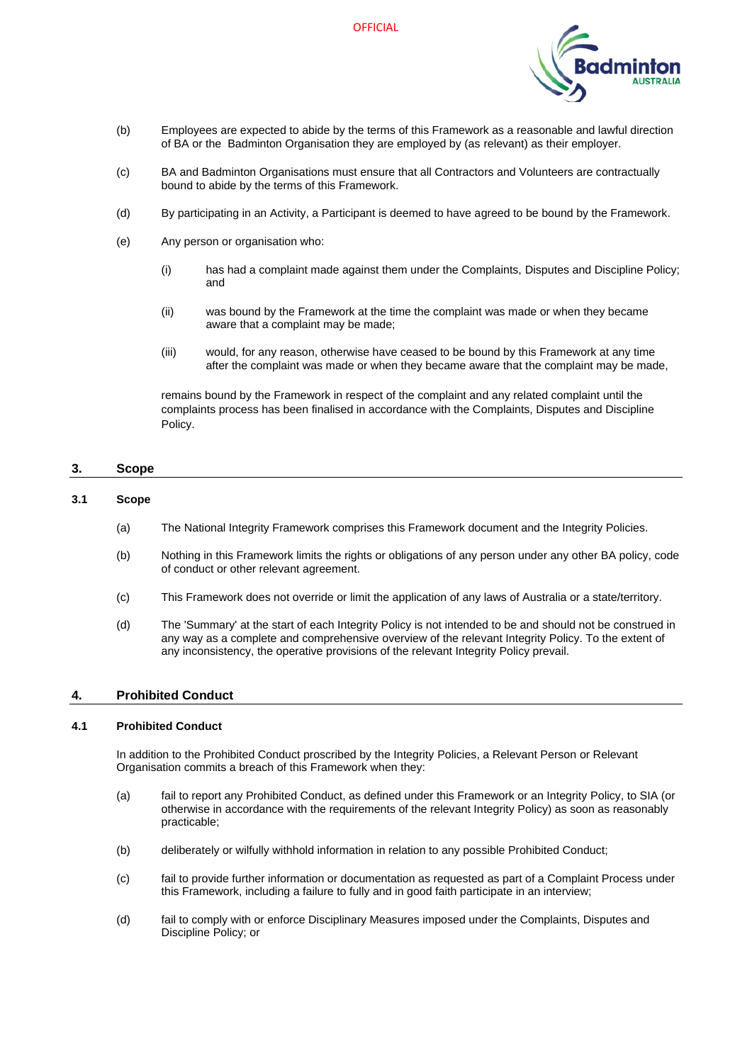(b) Employees are expected to abide by the terms of this Framework as a reasonable and lawful direction of BA or the Badminton Organisation they are employed by (as relevant) as their employer.

(c) BA and Badminton Organisations must ensure that all Contractors and Volunteers are contractually bound to abide by the terms of this Framework.

(d) By participating in an Activity, a Participant is deemed to have agreed to be bound by the Framework.

(e) Any person or organisation who:

   (i) has had a complaint made against them under the Complaints, Disputes and Discipline Policy; and

   (ii) was bound by the Framework at the time the complaint was made or when they became aware that a complaint may be made;

   (iii) would, for any reason, otherwise have ceased to be bound by this Framework at any time after the complaint was made or when they became aware that the complaint may be made,

   remains bound by the Framework in respect of the complaint and any related complaint until the complaints process has been finalised in accordance with the Complaints, Disputes and Discipline Policy.

## 3. Scope

### 3.1 Scope

(a) The National Integrity Framework comprises this Framework document and the Integrity Policies.

(b) Nothing in this Framework limits the rights or obligations of any person under any other BA policy, code of conduct or other relevant agreement.

(c) This Framework does not override or limit the application of any laws of Australia or a state/territory.

(d) The 'Summary' at the start of each Integrity Policy is not intended to be and should not be construed in any way as a complete and comprehensive overview of the relevant Integrity Policy. To the extent of any inconsistency, the operative provisions of the relevant Integrity Policy prevail.

## 4. Prohibited Conduct

### 4.1 Prohibited Conduct

In addition to the Prohibited Conduct proscribed by the Integrity Policies, a Relevant Person or Relevant Organisation commits a breach of this Framework when they:

(a) fail to report any Prohibited Conduct, as defined under this Framework or an Integrity Policy, to SIA (or otherwise in accordance with the requirements of the relevant Integrity Policy) as soon as reasonably practicable;

(b) deliberately or wilfully withhold information in relation to any possible Prohibited Conduct;

(c) fail to provide further information or documentation as requested as part of a Complaint Process under this Framework, including a failure to fully and in good faith participate in an interview;

(d) fail to comply with or enforce Disciplinary Measures imposed under the Complaints, Disputes and Discipline Policy; or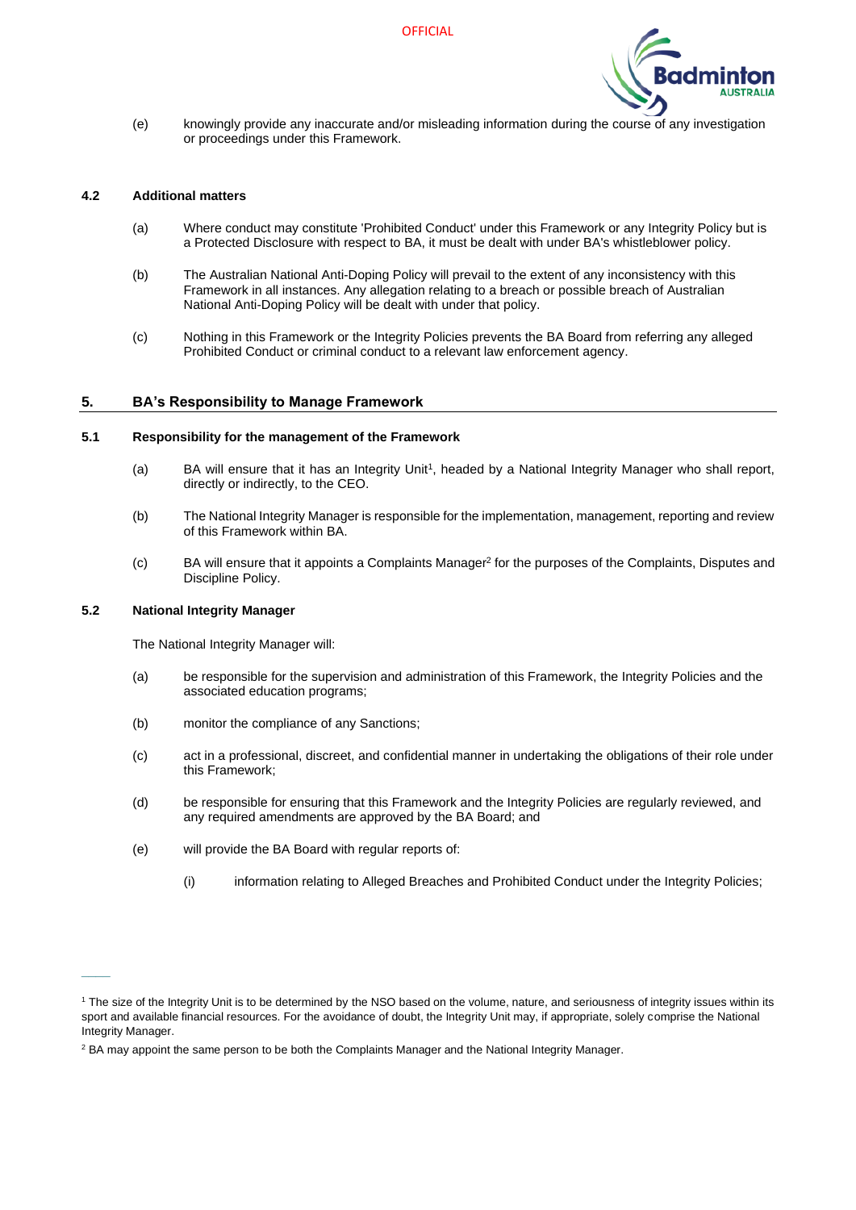(e) knowingly provide any inaccurate and/or misleading information during the course of any investigation or proceedings under this Framework.

### 4.2 Additional matters

(a) Where conduct may constitute 'Prohibited Conduct' under this Framework or any Integrity Policy but is a Protected Disclosure with respect to BA, it must be dealt with under BA's whistleblower policy.

(b) The Australian National Anti-Doping Policy will prevail to the extent of any inconsistency with this Framework in all instances. Any allegation relating to a breach or possible breach of Australian National Anti-Doping Policy will be dealt with under that policy.

(c) Nothing in this Framework or the Integrity Policies prevents the BA Board from referring any alleged Prohibited Conduct or criminal conduct to a relevant law enforcement agency.

## 5. BA's Responsibility to Manage Framework

### 5.1 Responsibility for the management of the Framework

(a) BA will ensure that it has an Integrity Unit[1], headed by a National Integrity Manager who shall report, directly or indirectly, to the CEO.

(b) The National Integrity Manager is responsible for the implementation, management, reporting and review of this Framework within BA.

(c) BA will ensure that it appoints a Complaints Manager[2] for the purposes of the Complaints, Disputes and Discipline Policy.

### 5.2 National Integrity Manager

The National Integrity Manager will:

(a) be responsible for the supervision and administration of this Framework, the Integrity Policies and the associated education programs;

(b) monitor the compliance of any Sanctions;

(c) act in a professional, discreet, and confidential manner in undertaking the obligations of their role under this Framework;

(d) be responsible for ensuring that this Framework and the Integrity Policies are regularly reviewed, and any required amendments are approved by the BA Board; and

(e) will provide the BA Board with regular reports of:

   (i) information relating to Alleged Breaches and Prohibited Conduct under the Integrity Policies;

---

[1] The size of the Integrity Unit is to be determined by the NSO based on the volume, nature, and seriousness of integrity issues within its sport and available financial resources. For the avoidance of doubt, the Integrity Unit may, if appropriate, solely comprise the National Integrity Manager.

[2] BA may appoint the same person to be both the Complaints Manager and the National Integrity Manager.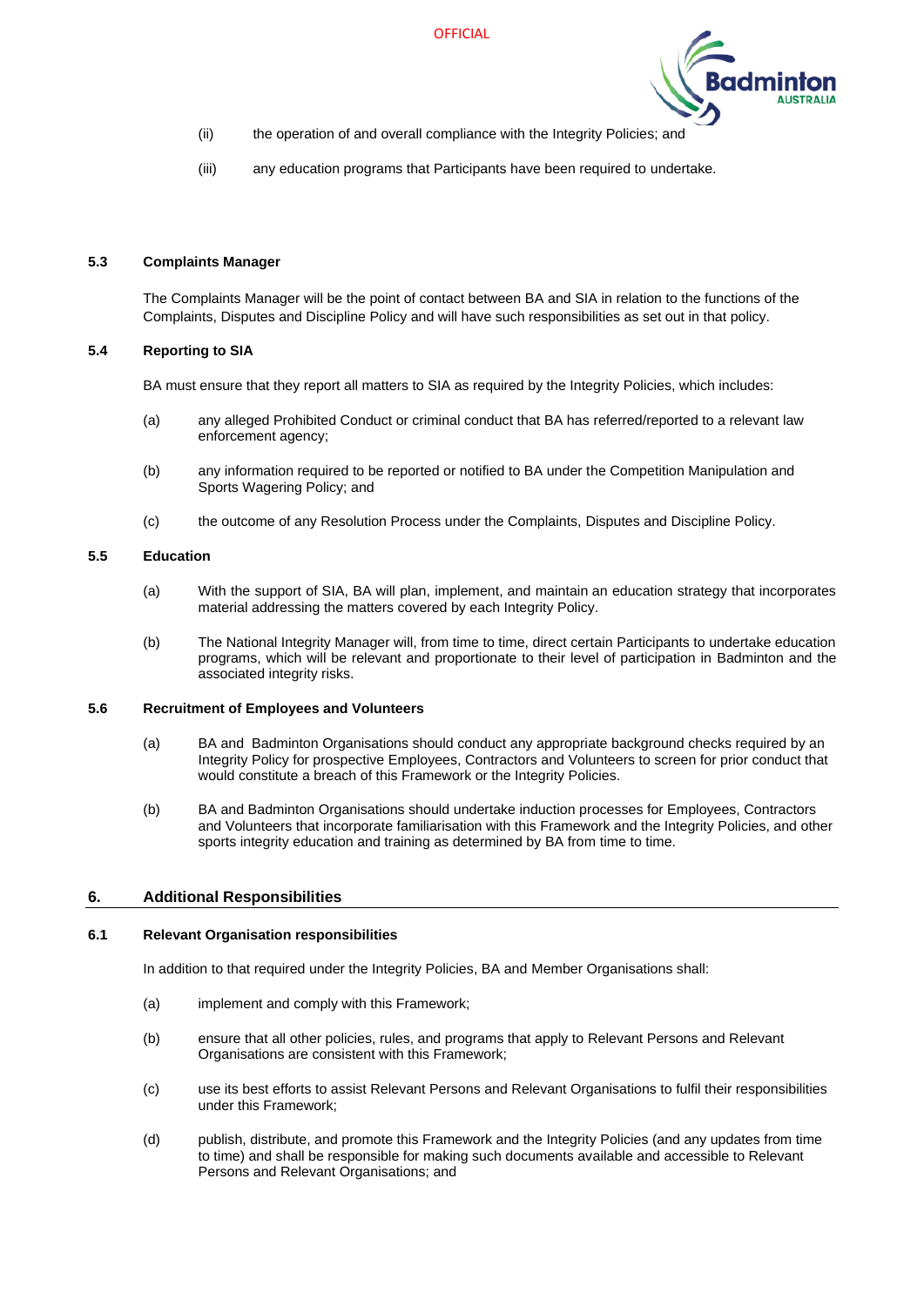(ii) the operation of and overall compliance with the Integrity Policies; and

(iii) any education programs that Participants have been required to undertake.

### 5.3 Complaints Manager

The Complaints Manager will be the point of contact between BA and SIA in relation to the functions of the Complaints, Disputes and Discipline Policy and will have such responsibilities as set out in that policy.

### 5.4 Reporting to SIA

BA must ensure that they report all matters to SIA as required by the Integrity Policies, which includes:

(a) any alleged Prohibited Conduct or criminal conduct that BA has referred/reported to a relevant law enforcement agency;

(b) any information required to be reported or notified to BA under the Competition Manipulation and Sports Wagering Policy; and

(c) the outcome of any Resolution Process under the Complaints, Disputes and Discipline Policy.

### 5.5 Education

(a) With the support of SIA, BA will plan, implement, and maintain an education strategy that incorporates material addressing the matters covered by each Integrity Policy.

(b) The National Integrity Manager will, from time to time, direct certain Participants to undertake education programs, which will be relevant and proportionate to their level of participation in Badminton and the associated integrity risks.

### 5.6 Recruitment of Employees and Volunteers

(a) BA and Badminton Organisations should conduct any appropriate background checks required by an Integrity Policy for prospective Employees, Contractors and Volunteers to screen for prior conduct that would constitute a breach of this Framework or the Integrity Policies.

(b) BA and Badminton Organisations should undertake induction processes for Employees, Contractors and Volunteers that incorporate familiarisation with this Framework and the Integrity Policies, and other sports integrity education and training as determined by BA from time to time.

## 6. Additional Responsibilities

### 6.1 Relevant Organisation responsibilities

In addition to that required under the Integrity Policies, BA and Member Organisations shall:

(a) implement and comply with this Framework;

(b) ensure that all other policies, rules, and programs that apply to Relevant Persons and Relevant Organisations are consistent with this Framework;

(c) use its best efforts to assist Relevant Persons and Relevant Organisations to fulfil their responsibilities under this Framework;

(d) publish, distribute, and promote this Framework and the Integrity Policies (and any updates from time to time) and shall be responsible for making such documents available and accessible to Relevant Persons and Relevant Organisations; and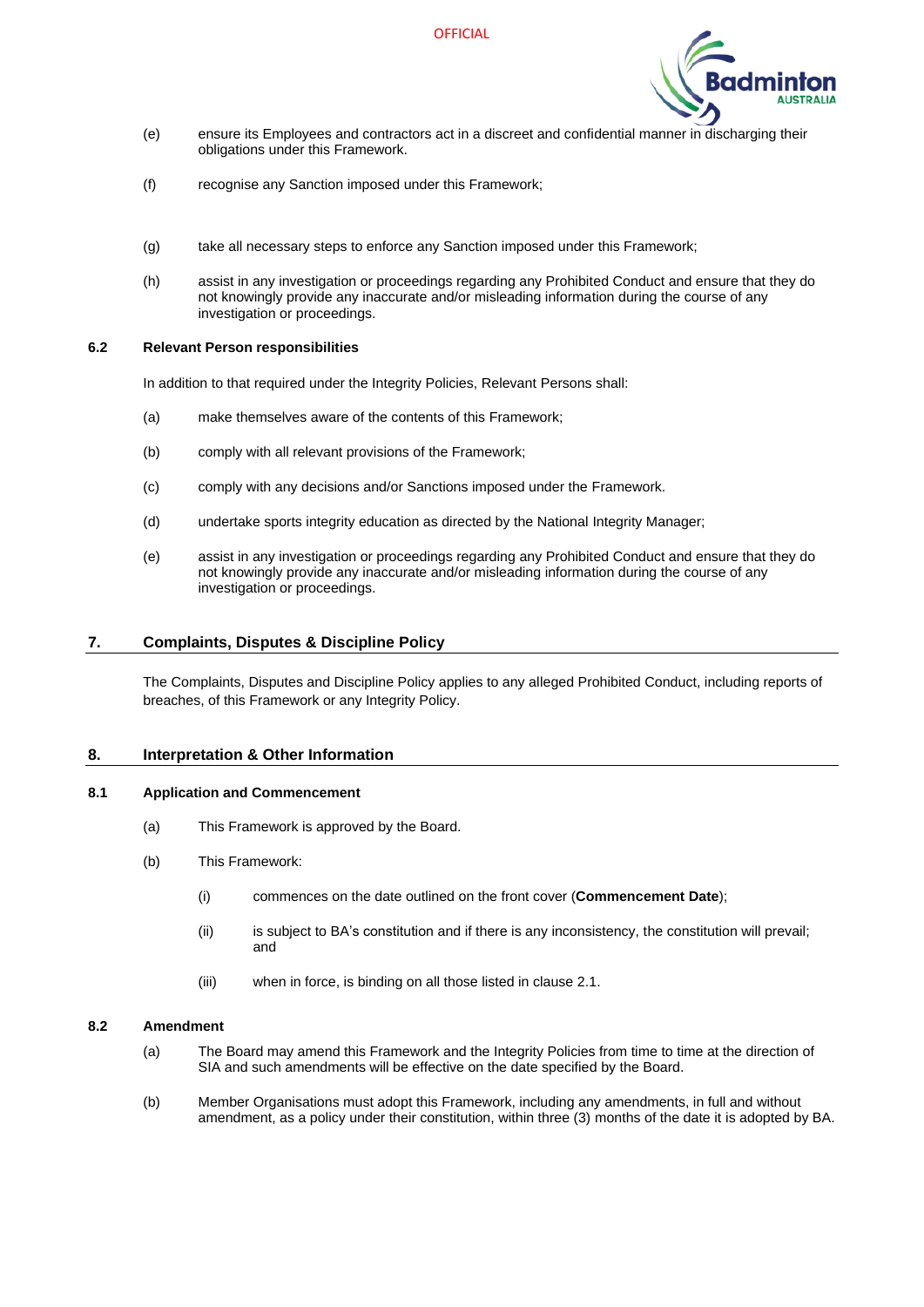(e) ensure its Employees and contractors act in a discreet and confidential manner in discharging their obligations under this Framework.

(f) recognise any Sanction imposed under this Framework;

(g) take all necessary steps to enforce any Sanction imposed under this Framework;

(h) assist in any investigation or proceedings regarding any Prohibited Conduct and ensure that they do not knowingly provide any inaccurate and/or misleading information during the course of any investigation or proceedings.

### 6.2 Relevant Person responsibilities

In addition to that required under the Integrity Policies, Relevant Persons shall:

(a) make themselves aware of the contents of this Framework;

(b) comply with all relevant provisions of the Framework;

(c) comply with any decisions and/or Sanctions imposed under the Framework.

(d) undertake sports integrity education as directed by the National Integrity Manager;

(e) assist in any investigation or proceedings regarding any Prohibited Conduct and ensure that they do not knowingly provide any inaccurate and/or misleading information during the course of any investigation or proceedings.

## 7. Complaints, Disputes & Discipline Policy

The Complaints, Disputes and Discipline Policy applies to any alleged Prohibited Conduct, including reports of breaches, of this Framework or any Integrity Policy.

## 8. Interpretation & Other Information

### 8.1 Application and Commencement

(a) This Framework is approved by the Board.

(b) This Framework:

  (i) commences on the date outlined on the front cover (**Commencement Date**);

  (ii) is subject to BA's constitution and if there is any inconsistency, the constitution will prevail; and

  (iii) when in force, is binding on all those listed in clause 2.1.

### 8.2 Amendment

(a) The Board may amend this Framework and the Integrity Policies from time to time at the direction of SIA and such amendments will be effective on the date specified by the Board.

(b) Member Organisations must adopt this Framework, including any amendments, in full and without amendment, as a policy under their constitution, within three (3) months of the date it is adopted by BA.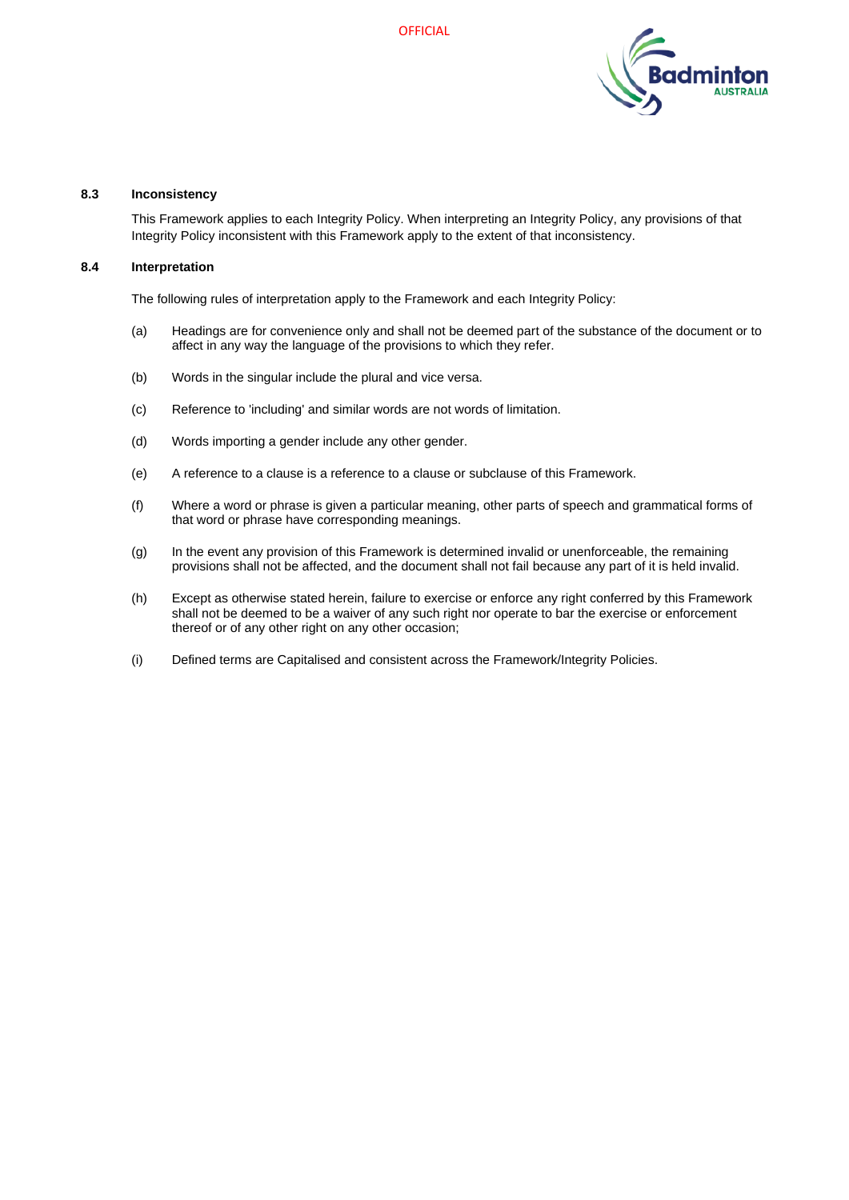### 8.3 Inconsistency

This Framework applies to each Integrity Policy. When interpreting an Integrity Policy, any provisions of that Integrity Policy inconsistent with this Framework apply to the extent of that inconsistency.

### 8.4 Interpretation

The following rules of interpretation apply to the Framework and each Integrity Policy:

(a) Headings are for convenience only and shall not be deemed part of the substance of the document or to affect in any way the language of the provisions to which they refer.

(b) Words in the singular include the plural and vice versa.

(c) Reference to 'including' and similar words are not words of limitation.

(d) Words importing a gender include any other gender.

(e) A reference to a clause is a reference to a clause or subclause of this Framework.

(f) Where a word or phrase is given a particular meaning, other parts of speech and grammatical forms of that word or phrase have corresponding meanings.

(g) In the event any provision of this Framework is determined invalid or unenforceable, the remaining provisions shall not be affected, and the document shall not fail because any part of it is held invalid.

(h) Except as otherwise stated herein, failure to exercise or enforce any right conferred by this Framework shall not be deemed to be a waiver of any such right nor operate to bar the exercise or enforcement thereof or of any other right on any other occasion;

(i) Defined terms are Capitalised and consistent across the Framework/Integrity Policies.